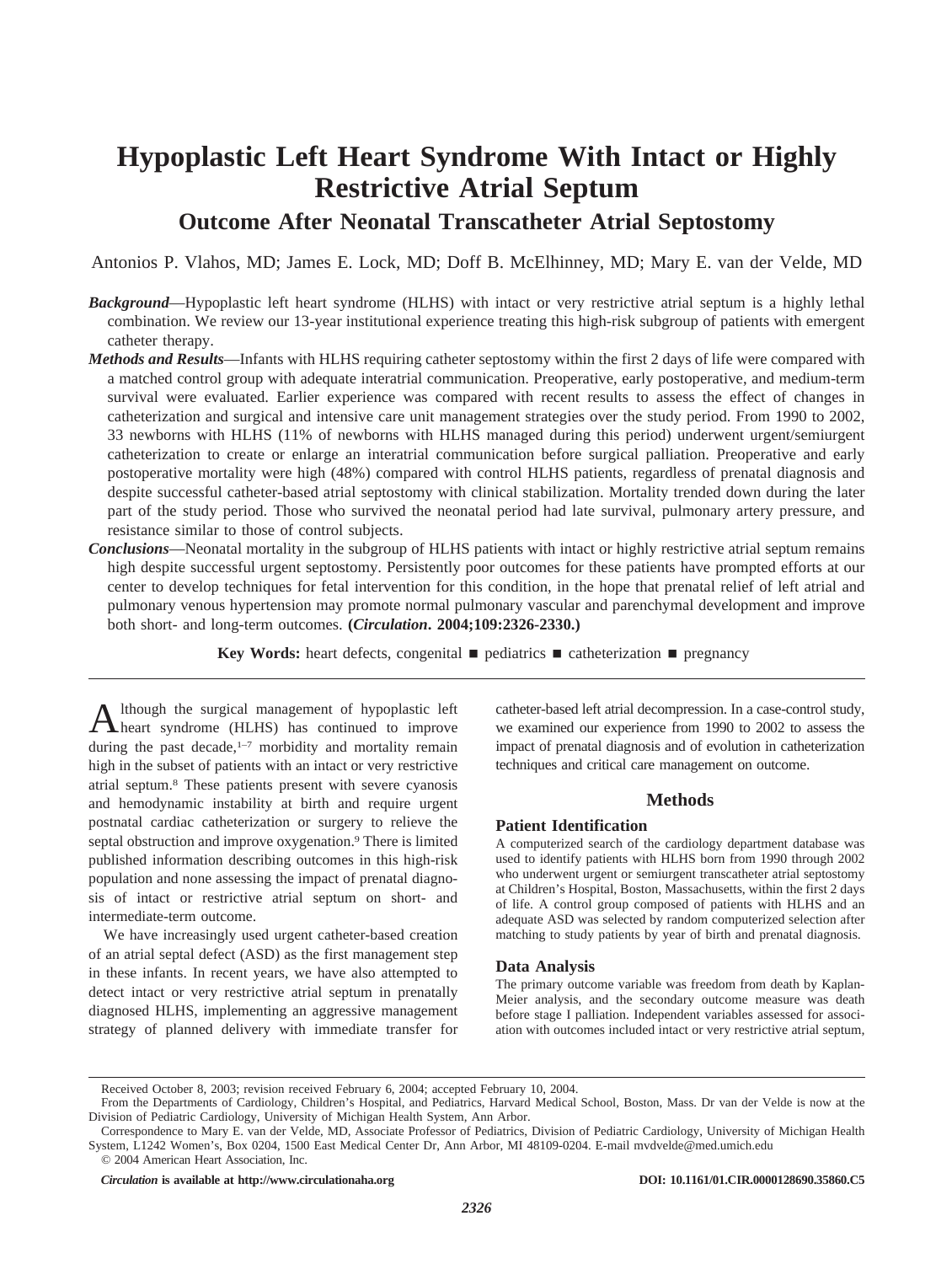# Hypoplastic Left Heart Syndrome With Intact or Highly Restrictive Atrial Septum

## Outcome After Neonatal Transcatheter Atrial Septostomy

Antonios P. Vlahos, MD; James E. Lock, MD; Doff B. McElhinney, MD; Mary E. van der Velde, MD

***Background***—Hypoplastic left heart syndrome (HLHS) with intact or very restrictive atrial septum is a highly lethal combination. We review our 13-year institutional experience treating this high-risk subgroup of patients with emergent catheter therapy.

***Methods and Results***—Infants with HLHS requiring catheter septostomy within the first 2 days of life were compared with a matched control group with adequate interatrial communication. Preoperative, early postoperative, and medium-term survival were evaluated. Earlier experience was compared with recent results to assess the effect of changes in catheterization and surgical and intensive care unit management strategies over the study period. From 1990 to 2002, 33 newborns with HLHS (11% of newborns with HLHS managed during this period) underwent urgent/semiurgent catheterization to create or enlarge an interatrial communication before surgical palliation. Preoperative and early postoperative mortality were high (48%) compared with control HLHS patients, regardless of prenatal diagnosis and despite successful catheter-based atrial septostomy with clinical stabilization. Mortality trended down during the later part of the study period. Those who survived the neonatal period had late survival, pulmonary artery pressure, and resistance similar to those of control subjects.

***Conclusions***—Neonatal mortality in the subgroup of HLHS patients with intact or highly restrictive atrial septum remains high despite successful urgent septostomy. Persistently poor outcomes for these patients have prompted efforts at our center to develop techniques for fetal intervention for this condition, in the hope that prenatal relief of left atrial and pulmonary venous hypertension may promote normal pulmonary vascular and parenchymal development and improve both short- and long-term outcomes. **(*Circulation*. 2004;109:2326-2330.)**

**Key Words:** heart defects, congenital ■ pediatrics ■ catheterization ■ pregnancy

Although the surgical management of hypoplastic left heart syndrome (HLHS) has continued to improve during the past decade,[1–7] morbidity and mortality remain high in the subset of patients with an intact or very restrictive atrial septum.[8] These patients present with severe cyanosis and hemodynamic instability at birth and require urgent postnatal cardiac catheterization or surgery to relieve the septal obstruction and improve oxygenation.[9] There is limited published information describing outcomes in this high-risk population and none assessing the impact of prenatal diagnosis of intact or restrictive atrial septum on short- and intermediate-term outcome.

We have increasingly used urgent catheter-based creation of an atrial septal defect (ASD) as the first management step in these infants. In recent years, we have also attempted to detect intact or very restrictive atrial septum in prenatally diagnosed HLHS, implementing an aggressive management strategy of planned delivery with immediate transfer for catheter-based left atrial decompression. In a case-control study, we examined our experience from 1990 to 2002 to assess the impact of prenatal diagnosis and of evolution in catheterization techniques and critical care management on outcome.

## Methods

### Patient Identification

A computerized search of the cardiology department database was used to identify patients with HLHS born from 1990 through 2002 who underwent urgent or semiurgent transcatheter atrial septostomy at Children's Hospital, Boston, Massachusetts, within the first 2 days of life. A control group composed of patients with HLHS and an adequate ASD was selected by random computerized selection after matching to study patients by year of birth and prenatal diagnosis.

### Data Analysis

The primary outcome variable was freedom from death by Kaplan-Meier analysis, and the secondary outcome measure was death before stage I palliation. Independent variables assessed for association with outcomes included intact or very restrictive atrial septum,

Received October 8, 2003; revision received February 6, 2004; accepted February 10, 2004.

From the Departments of Cardiology, Children's Hospital, and Pediatrics, Harvard Medical School, Boston, Mass. Dr van der Velde is now at the Division of Pediatric Cardiology, University of Michigan Health System, Ann Arbor.

Correspondence to Mary E. van der Velde, MD, Associate Professor of Pediatrics, Division of Pediatric Cardiology, University of Michigan Health System, L1242 Women's, Box 0204, 1500 East Medical Center Dr, Ann Arbor, MI 48109-0204. E-mail mvdvelde@med.umich.edu

© 2004 American Heart Association, Inc.

*Circulation* **is available at http://www.circulationaha.org** **DOI: 10.1161/01.CIR.0000128690.35860.C5**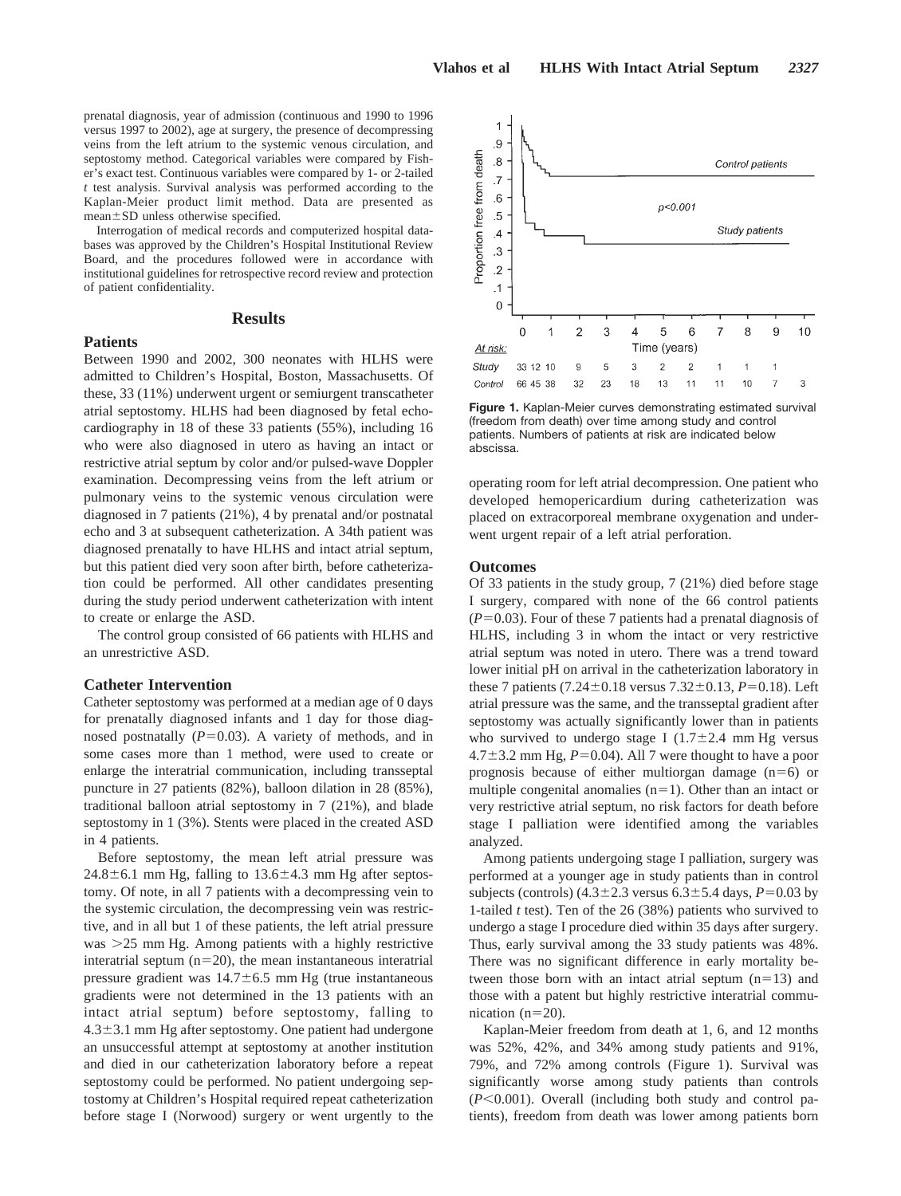prenatal diagnosis, year of admission (continuous and 1990 to 1996 versus 1997 to 2002), age at surgery, the presence of decompressing veins from the left atrium to the systemic venous circulation, and septostomy method. Categorical variables were compared by Fisher's exact test. Continuous variables were compared by 1- or 2-tailed $t$ test analysis. Survival analysis was performed according to the Kaplan-Meier product limit method. Data are presented as mean±SD unless otherwise specified.

Interrogation of medical records and computerized hospital databases was approved by the Children's Hospital Institutional Review Board, and the procedures followed were in accordance with institutional guidelines for retrospective record review and protection of patient confidentiality.

## Results

### Patients

Between 1990 and 2002, 300 neonates with HLHS were admitted to Children's Hospital, Boston, Massachusetts. Of these, 33 (11%) underwent urgent or semiurgent transcatheter atrial septostomy. HLHS had been diagnosed by fetal echocardiography in 18 of these 33 patients (55%), including 16 who were also diagnosed in utero as having an intact or restrictive atrial septum by color and/or pulsed-wave Doppler examination. Decompressing veins from the left atrium or pulmonary veins to the systemic venous circulation were diagnosed in 7 patients (21%), 4 by prenatal and/or postnatal echo and 3 at subsequent catheterization. A 34th patient was diagnosed prenatally to have HLHS and intact atrial septum, but this patient died very soon after birth, before catheterization could be performed. All other candidates presenting during the study period underwent catheterization with intent to create or enlarge the ASD.

The control group consisted of 66 patients with HLHS and an unrestrictive ASD.

### Catheter Intervention

Catheter septostomy was performed at a median age of 0 days for prenatally diagnosed infants and 1 day for those diagnosed postnatally ($P$=0.03). A variety of methods, and in some cases more than 1 method, were used to create or enlarge the interatrial communication, including transseptal puncture in 27 patients (82%), balloon dilation in 28 (85%), traditional balloon atrial septostomy in 7 (21%), and blade septostomy in 1 (3%). Stents were placed in the created ASD in 4 patients.

Before septostomy, the mean left atrial pressure was 24.8±6.1 mm Hg, falling to 13.6±4.3 mm Hg after septostomy. Of note, in all 7 patients with a decompressing vein to the systemic circulation, the decompressing vein was restrictive, and in all but 1 of these patients, the left atrial pressure was >25 mm Hg. Among patients with a highly restrictive interatrial septum (n=20), the mean instantaneous interatrial pressure gradient was 14.7±6.5 mm Hg (true instantaneous gradients were not determined in the 13 patients with an intact atrial septum) before septostomy, falling to 4.3±3.1 mm Hg after septostomy. One patient had undergone an unsuccessful attempt at septostomy at another institution and died in our catheterization laboratory before a repeat septostomy could be performed. No patient undergoing septostomy at Children's Hospital required repeat catheterization before stage I (Norwood) surgery or went urgently to the operating room for left atrial decompression. One patient who developed hemopericardium during catheterization was placed on extracorporeal membrane oxygenation and underwent urgent repair of a left atrial perforation.

**Figure 1.** Kaplan-Meier curves demonstrating estimated survival (freedom from death) over time among study and control patients. Numbers of patients at risk are indicated below abscissa.

| At risk: | 0 | | 1 | 2 | 3 | 4 | 5 | 6 | 7 | 8 | 9 | 10 |
|---|---|---|---|---|---|---|---|---|---|---|---|---|
| Study | 33 | 12 | 10 | 9 | 5 | 3 | 2 | 2 | 1 | 1 | 1 | |
| Control | 66 | 45 | 38 | 32 | 23 | 18 | 13 | 11 | 11 | 10 | 7 | 3 |

### Outcomes

Of 33 patients in the study group, 7 (21%) died before stage I surgery, compared with none of the 66 control patients ($P$=0.03). Four of these 7 patients had a prenatal diagnosis of HLHS, including 3 in whom the intact or very restrictive atrial septum was noted in utero. There was a trend toward lower initial pH on arrival in the catheterization laboratory in these 7 patients (7.24±0.18 versus 7.32±0.13, $P$=0.18). Left atrial pressure was the same, and the transseptal gradient after septostomy was actually significantly lower than in patients who survived to undergo stage I (1.7±2.4 mm Hg versus 4.7±3.2 mm Hg, $P$=0.04). All 7 were thought to have a poor prognosis because of either multiorgan damage (n=6) or multiple congenital anomalies (n=1). Other than an intact or very restrictive atrial septum, no risk factors for death before stage I palliation were identified among the variables analyzed.

Among patients undergoing stage I palliation, surgery was performed at a younger age in study patients than in control subjects (controls) (4.3±2.3 versus 6.3±5.4 days, $P$=0.03 by 1-tailed $t$ test). Ten of the 26 (38%) patients who survived to undergo a stage I procedure died within 35 days after surgery. Thus, early survival among the 33 study patients was 48%. There was no significant difference in early mortality between those born with an intact atrial septum (n=13) and those with a patent but highly restrictive interatrial communication (n=20).

Kaplan-Meier freedom from death at 1, 6, and 12 months was 52%, 42%, and 34% among study patients and 91%, 79%, and 72% among controls (Figure 1). Survival was significantly worse among study patients than controls ($P$<0.001). Overall (including both study and control patients), freedom from death was lower among patients born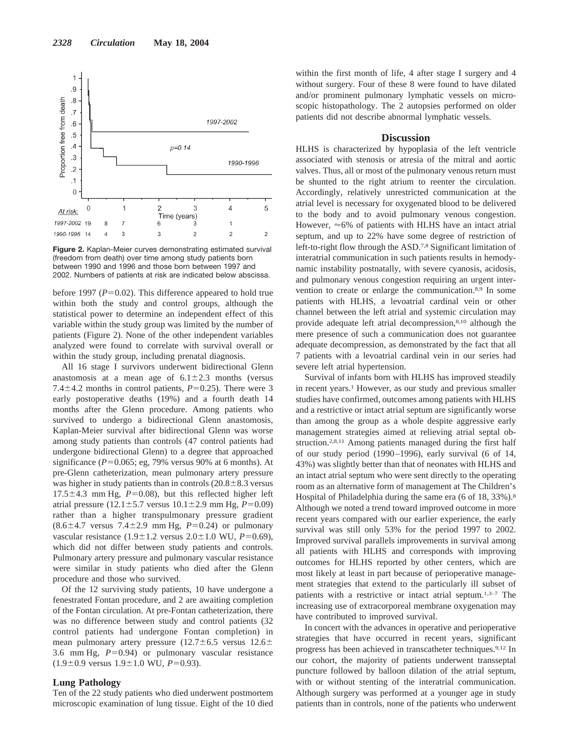Figure 2. Kaplan-Meier curves demonstrating estimated survival (freedom from death) over time among study patients born between 1990 and 1996 and those born between 1997 and 2002. Numbers of patients at risk are indicated below abscissa.

before 1997 ($P=0.02$). This difference appeared to hold true within both the study and control groups, although the statistical power to determine an independent effect of this variable within the study group was limited by the number of patients (Figure 2). None of the other independent variables analyzed were found to correlate with survival overall or within the study group, including prenatal diagnosis.

All 16 stage I survivors underwent bidirectional Glenn anastomosis at a mean age of $6.1\pm2.3$ months (versus $7.4\pm4.2$ months in control patients, $P=0.25$). There were 3 early postoperative deaths (19%) and a fourth death 14 months after the Glenn procedure. Among patients who survived to undergo a bidirectional Glenn anastomosis, Kaplan-Meier survival after bidirectional Glenn was worse among study patients than controls (47 control patients had undergone bidirectional Glenn) to a degree that approached significance ($P=0.065$; eg, 79% versus 90% at 6 months). At pre-Glenn catheterization, mean pulmonary artery pressure was higher in study patients than in controls ($20.8\pm8.3$ versus $17.5\pm4.3$ mm Hg, $P=0.08$), but this reflected higher left atrial pressure ($12.1\pm5.7$ versus $10.1\pm2.9$ mm Hg, $P=0.09$) rather than a higher transpulmonary pressure gradient ($8.6\pm4.7$ versus $7.4\pm2.9$ mm Hg, $P=0.24$) or pulmonary vascular resistance ($1.9\pm1.2$ versus $2.0\pm1.0$ WU, $P=0.69$), which did not differ between study patients and controls. Pulmonary artery pressure and pulmonary vascular resistance were similar in study patients who died after the Glenn procedure and those who survived.

Of the 12 surviving study patients, 10 have undergone a fenestrated Fontan procedure, and 2 are awaiting completion of the Fontan circulation. At pre-Fontan catheterization, there was no difference between study and control patients (32 control patients had undergone Fontan completion) in mean pulmonary artery pressure ($12.7\pm6.5$ versus $12.6\pm3.6$ mm Hg, $P=0.94$) or pulmonary vascular resistance ($1.9\pm0.9$ versus $1.9\pm1.0$ WU, $P=0.93$).

### Lung Pathology

Ten of the 22 study patients who died underwent postmortem microscopic examination of lung tissue. Eight of the 10 died within the first month of life, 4 after stage I surgery and 4 without surgery. Four of these 8 were found to have dilated and/or prominent pulmonary lymphatic vessels on microscopic histopathology. The 2 autopsies performed on older patients did not describe abnormal lymphatic vessels.

## Discussion

HLHS is characterized by hypoplasia of the left ventricle associated with stenosis or atresia of the mitral and aortic valves. Thus, all or most of the pulmonary venous return must be shunted to the right atrium to reenter the circulation. Accordingly, relatively unrestricted communication at the atrial level is necessary for oxygenated blood to be delivered to the body and to avoid pulmonary venous congestion. However, ≈6% of patients with HLHS have an intact atrial septum, and up to 22% have some degree of restriction of left-to-right flow through the ASD.[7,8] Significant limitation of interatrial communication in such patients results in hemodynamic instability postnatally, with severe cyanosis, acidosis, and pulmonary venous congestion requiring an urgent intervention to create or enlarge the communication.[8,9] In some patients with HLHS, a levoatrial cardinal vein or other channel between the left atrial and systemic circulation may provide adequate left atrial decompression,[8,10] although the mere presence of such a communication does not guarantee adequate decompression, as demonstrated by the fact that all 7 patients with a levoatrial cardinal vein in our series had severe left atrial hypertension.

Survival of infants born with HLHS has improved steadily in recent years.[1] However, as our study and previous smaller studies have confirmed, outcomes among patients with HLHS and a restrictive or intact atrial septum are significantly worse than among the group as a whole despite aggressive early management strategies aimed at relieving atrial septal obstruction.[2,8,11] Among patients managed during the first half of our study period (1990–1996), early survival (6 of 14, 43%) was slightly better than that of neonates with HLHS and an intact atrial septum who were sent directly to the operating room as an alternative form of management at The Children's Hospital of Philadelphia during the same era (6 of 18, 33%).[8] Although we noted a trend toward improved outcome in more recent years compared with our earlier experience, the early survival was still only 53% for the period 1997 to 2002. Improved survival parallels improvements in survival among all patients with HLHS and corresponds with improving outcomes for HLHS reported by other centers, which are most likely at least in part because of perioperative management strategies that extend to the particularly ill subset of patients with a restrictive or intact atrial septum.[1,3–7] The increasing use of extracorporeal membrane oxygenation may have contributed to improved survival.

In concert with the advances in operative and perioperative strategies that have occurred in recent years, significant progress has been achieved in transcatheter techniques.[9,12] In our cohort, the majority of patients underwent transseptal puncture followed by balloon dilation of the atrial septum, with or without stenting of the interatrial communication. Although surgery was performed at a younger age in study patients than in controls, none of the patients who underwent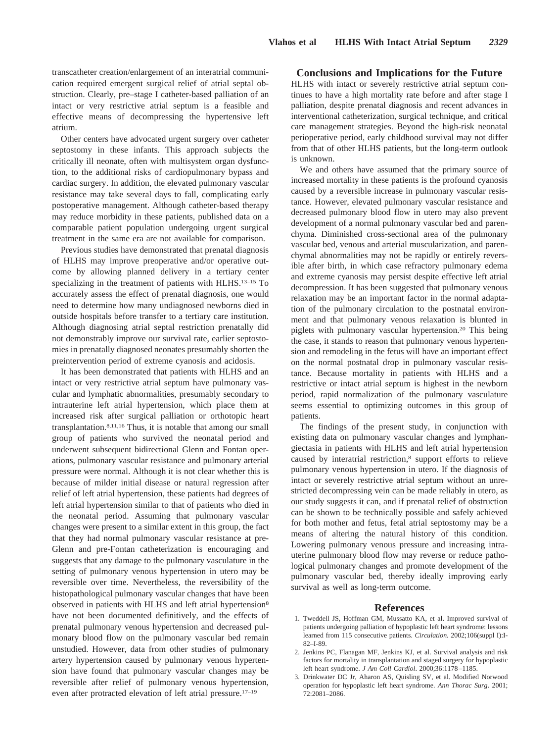transcatheter creation/enlargement of an interatrial communication required emergent surgical relief of atrial septal obstruction. Clearly, pre–stage I catheter-based palliation of an intact or very restrictive atrial septum is a feasible and effective means of decompressing the hypertensive left atrium.

Other centers have advocated urgent surgery over catheter septostomy in these infants. This approach subjects the critically ill neonate, often with multisystem organ dysfunction, to the additional risks of cardiopulmonary bypass and cardiac surgery. In addition, the elevated pulmonary vascular resistance may take several days to fall, complicating early postoperative management. Although catheter-based therapy may reduce morbidity in these patients, published data on a comparable patient population undergoing urgent surgical treatment in the same era are not available for comparison.

Previous studies have demonstrated that prenatal diagnosis of HLHS may improve preoperative and/or operative outcome by allowing planned delivery in a tertiary center specializing in the treatment of patients with HLHS.[13–15] To accurately assess the effect of prenatal diagnosis, one would need to determine how many undiagnosed newborns died in outside hospitals before transfer to a tertiary care institution. Although diagnosing atrial septal restriction prenatally did not demonstrably improve our survival rate, earlier septostomies in prenatally diagnosed neonates presumably shorten the preintervention period of extreme cyanosis and acidosis.

It has been demonstrated that patients with HLHS and an intact or very restrictive atrial septum have pulmonary vascular and lymphatic abnormalities, presumably secondary to intrauterine left atrial hypertension, which place them at increased risk after surgical palliation or orthotopic heart transplantation.[8,11,16] Thus, it is notable that among our small group of patients who survived the neonatal period and underwent subsequent bidirectional Glenn and Fontan operations, pulmonary vascular resistance and pulmonary arterial pressure were normal. Although it is not clear whether this is because of milder initial disease or natural regression after relief of left atrial hypertension, these patients had degrees of left atrial hypertension similar to that of patients who died in the neonatal period. Assuming that pulmonary vascular changes were present to a similar extent in this group, the fact that they had normal pulmonary vascular resistance at pre-Glenn and pre-Fontan catheterization is encouraging and suggests that any damage to the pulmonary vasculature in the setting of pulmonary venous hypertension in utero may be reversible over time. Nevertheless, the reversibility of the histopathological pulmonary vascular changes that have been observed in patients with HLHS and left atrial hypertension[8] have not been documented definitively, and the effects of prenatal pulmonary venous hypertension and decreased pulmonary blood flow on the pulmonary vascular bed remain unstudied. However, data from other studies of pulmonary artery hypertension caused by pulmonary venous hypertension have found that pulmonary vascular changes may be reversible after relief of pulmonary venous hypertension, even after protracted elevation of left atrial pressure.[17–19]

## Conclusions and Implications for the Future

HLHS with intact or severely restrictive atrial septum continues to have a high mortality rate before and after stage I palliation, despite prenatal diagnosis and recent advances in interventional catheterization, surgical technique, and critical care management strategies. Beyond the high-risk neonatal perioperative period, early childhood survival may not differ from that of other HLHS patients, but the long-term outlook is unknown.

We and others have assumed that the primary source of increased mortality in these patients is the profound cyanosis caused by a reversible increase in pulmonary vascular resistance. However, elevated pulmonary vascular resistance and decreased pulmonary blood flow in utero may also prevent development of a normal pulmonary vascular bed and parenchyma. Diminished cross-sectional area of the pulmonary vascular bed, venous and arterial muscularization, and parenchymal abnormalities may not be rapidly or entirely reversible after birth, in which case refractory pulmonary edema and extreme cyanosis may persist despite effective left atrial decompression. It has been suggested that pulmonary venous relaxation may be an important factor in the normal adaptation of the pulmonary circulation to the postnatal environment and that pulmonary venous relaxation is blunted in piglets with pulmonary vascular hypertension.[20] This being the case, it stands to reason that pulmonary venous hypertension and remodeling in the fetus will have an important effect on the normal postnatal drop in pulmonary vascular resistance. Because mortality in patients with HLHS and a restrictive or intact atrial septum is highest in the newborn period, rapid normalization of the pulmonary vasculature seems essential to optimizing outcomes in this group of patients.

The findings of the present study, in conjunction with existing data on pulmonary vascular changes and lymphangiectasia in patients with HLHS and left atrial hypertension caused by interatrial restriction,[8] support efforts to relieve pulmonary venous hypertension in utero. If the diagnosis of intact or severely restrictive atrial septum without an unrestricted decompressing vein can be made reliably in utero, as our study suggests it can, and if prenatal relief of obstruction can be shown to be technically possible and safely achieved for both mother and fetus, fetal atrial septostomy may be a means of altering the natural history of this condition. Lowering pulmonary venous pressure and increasing intrauterine pulmonary blood flow may reverse or reduce pathological pulmonary changes and promote development of the pulmonary vascular bed, thereby ideally improving early survival as well as long-term outcome.

## References

1. Tweddell JS, Hoffman GM, Mussatto KA, et al. Improved survival of patients undergoing palliation of hypoplastic left heart syndrome: lessons learned from 115 consecutive patients. *Circulation.* 2002;106(suppl I):I-82–I-89.
2. Jenkins PC, Flanagan MF, Jenkins KJ, et al. Survival analysis and risk factors for mortality in transplantation and staged surgery for hypoplastic left heart syndrome. *J Am Coll Cardiol*. 2000;36:1178–1185.
3. Drinkwater DC Jr, Aharon AS, Quisling SV, et al. Modified Norwood operation for hypoplastic left heart syndrome. *Ann Thorac Surg*. 2001; 72:2081–2086.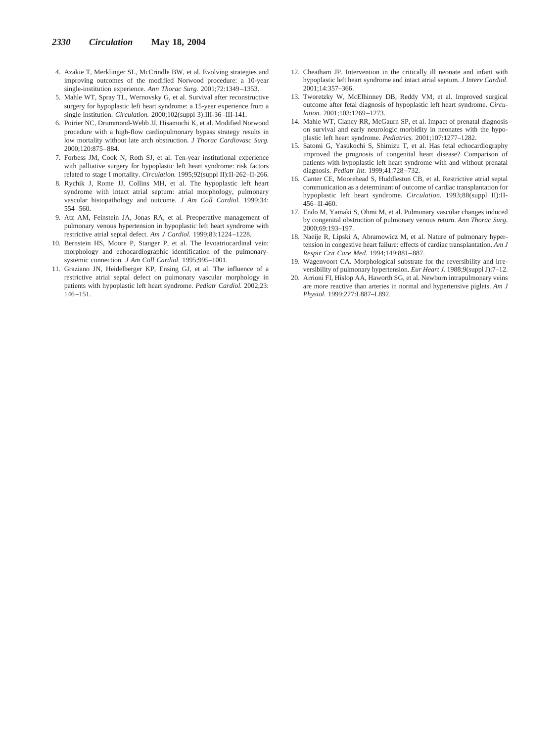4. Azakie T, Merklinger SL, McCrindle BW, et al. Evolving strategies and improving outcomes of the modified Norwood procedure: a 10-year single-institution experience. *Ann Thorac Surg.* 2001;72:1349–1353.
5. Mahle WT, Spray TL, Wernovsky G, et al. Survival after reconstructive surgery for hypoplastic left heart syndrome: a 15-year experience from a single institution. *Circulation.* 2000;102(suppl 3):III-36–III-141.
6. Poirier NC, Drummond-Webb JJ, Hisamochi K, et al. Modified Norwood procedure with a high-flow cardiopulmonary bypass strategy results in low mortality without late arch obstruction. *J Thorac Cardiovasc Surg.* 2000;120:875–884.
7. Forbess JM, Cook N, Roth SJ, et al. Ten-year institutional experience with palliative surgery for hypoplastic left heart syndrome: risk factors related to stage I mortality. *Circulation.* 1995;92(suppl II):II-262–II-266.
8. Rychik J, Rome JJ, Collins MH, et al. The hypoplastic left heart syndrome with intact atrial septum: atrial morphology, pulmonary vascular histopathology and outcome. *J Am Coll Cardiol.* 1999;34:554–560.
9. Atz AM, Feinstein JA, Jonas RA, et al. Preoperative management of pulmonary venous hypertension in hypoplastic left heart syndrome with restrictive atrial septal defect. *Am J Cardiol.* 1999;83:1224–1228.
10. Bernstein HS, Moore P, Stanger P, et al. The levoatriocardinal vein: morphology and echocardiographic identification of the pulmonary-systemic connection. *J Am Coll Cardiol.* 1995;995–1001.
11. Graziano JN, Heidelberger KP, Ensing GJ, et al. The influence of a restrictive atrial septal defect on pulmonary vascular morphology in patients with hypoplastic left heart syndrome. *Pediatr Cardiol.* 2002;23:146–151.
12. Cheatham JP. Intervention in the critically ill neonate and infant with hypoplastic left heart syndrome and intact atrial septum. *J Interv Cardiol.* 2001;14:357–366.
13. Tworetzky W, McElhinney DB, Reddy VM, et al. Improved surgical outcome after fetal diagnosis of hypoplastic left heart syndrome. *Circulation.* 2001;103:1269–1273.
14. Mahle WT, Clancy RR, McGaurn SP, et al. Impact of prenatal diagnosis on survival and early neurologic morbidity in neonates with the hypoplastic left heart syndrome. *Pediatrics.* 2001;107:1277–1282.
15. Satomi G, Yasukochi S, Shimizu T, et al. Has fetal echocardiography improved the prognosis of congenital heart disease? Comparison of patients with hypoplastic left heart syndrome with and without prenatal diagnosis. *Pediatr Int.* 1999;41:728–732.
16. Canter CE, Moorehead S, Huddleston CB, et al. Restrictive atrial septal communication as a determinant of outcome of cardiac transplantation for hypoplastic left heart syndrome. *Circulation.* 1993;88(suppl II):II-456–II-460.
17. Endo M, Yamaki S, Ohmi M, et al. Pulmonary vascular changes induced by congenital obstruction of pulmonary venous return. *Ann Thorac Surg*. 2000;69:193–197.
18. Naeije R, Lipski A, Abramowicz M, et al. Nature of pulmonary hypertension in congestive heart failure: effects of cardiac transplantation. *Am J Respir Crit Care Med*. 1994;149:881–887.
19. Wagenvoort CA. Morphological substrate for the reversibility and irreversibility of pulmonary hypertension. *Eur Heart J*. 1988;9(suppl J):7–12.
20. Arrioni FI, Hislop AA, Haworth SG, et al. Newborn intrapulmonary veins are more reactive than arteries in normal and hypertensive piglets. *Am J Physiol*. 1999;277:L887–L892.